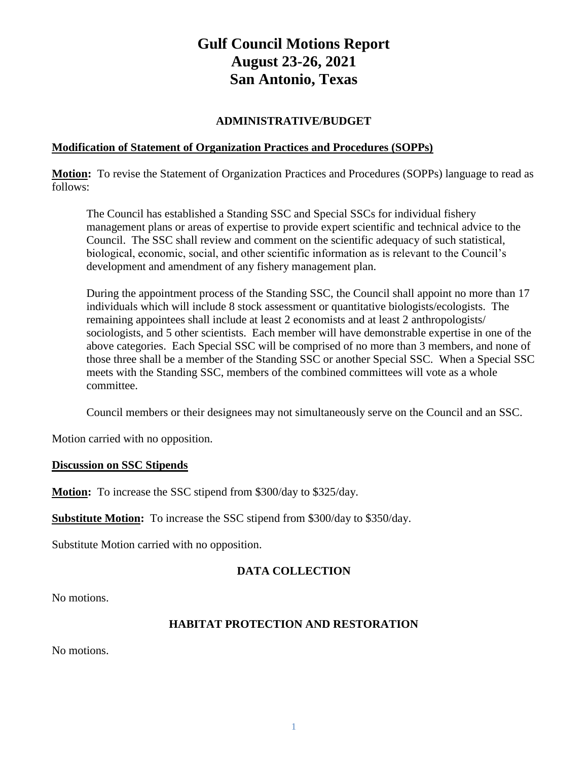# Gulf Council Motions Report
# August 23-26, 2021
# San Antonio, Texas

## ADMINISTRATIVE/BUDGET

**Modification of Statement of Organization Practices and Procedures (SOPPs)**

**Motion:** To revise the Statement of Organization Practices and Procedures (SOPPs) language to read as follows:

> The Council has established a Standing SSC and Special SSCs for individual fishery management plans or areas of expertise to provide expert scientific and technical advice to the Council. The SSC shall review and comment on the scientific adequacy of such statistical, biological, economic, social, and other scientific information as is relevant to the Council's development and amendment of any fishery management plan.
>
> During the appointment process of the Standing SSC, the Council shall appoint no more than 17 individuals which will include 8 stock assessment or quantitative biologists/ecologists. The remaining appointees shall include at least 2 economists and at least 2 anthropologists/ sociologists, and 5 other scientists. Each member will have demonstrable expertise in one of the above categories. Each Special SSC will be comprised of no more than 3 members, and none of those three shall be a member of the Standing SSC or another Special SSC. When a Special SSC meets with the Standing SSC, members of the combined committees will vote as a whole committee.
>
> Council members or their designees may not simultaneously serve on the Council and an SSC.

Motion carried with no opposition.

**Discussion on SSC Stipends**

**Motion:** To increase the SSC stipend from $300/day to $325/day.

**Substitute Motion:** To increase the SSC stipend from $300/day to $350/day.

Substitute Motion carried with no opposition.

## DATA COLLECTION

No motions.

## HABITAT PROTECTION AND RESTORATION

No motions.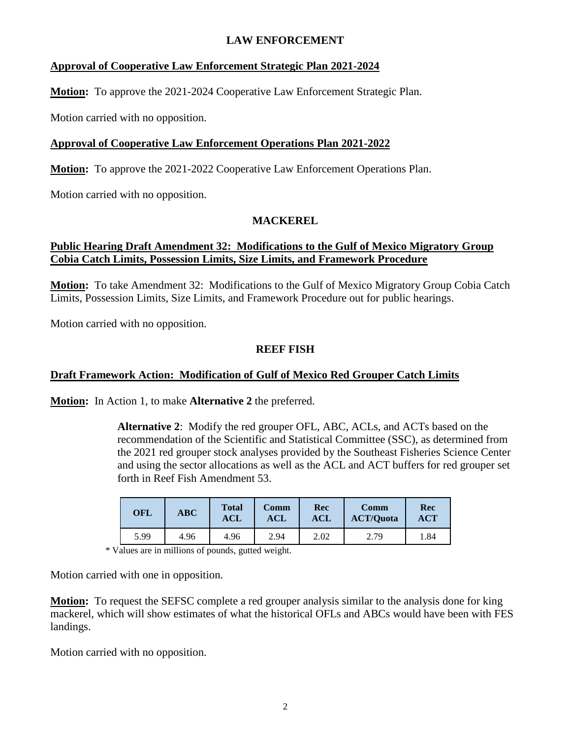## LAW ENFORCEMENT

### Approval of Cooperative Law Enforcement Strategic Plan 2021-2024

**Motion:** To approve the 2021-2024 Cooperative Law Enforcement Strategic Plan.

Motion carried with no opposition.

### Approval of Cooperative Law Enforcement Operations Plan 2021-2022

**Motion:** To approve the 2021-2022 Cooperative Law Enforcement Operations Plan.

Motion carried with no opposition.

## MACKEREL

### Public Hearing Draft Amendment 32: Modifications to the Gulf of Mexico Migratory Group Cobia Catch Limits, Possession Limits, Size Limits, and Framework Procedure

**Motion:** To take Amendment 32: Modifications to the Gulf of Mexico Migratory Group Cobia Catch Limits, Possession Limits, Size Limits, and Framework Procedure out for public hearings.

Motion carried with no opposition.

## REEF FISH

### Draft Framework Action: Modification of Gulf of Mexico Red Grouper Catch Limits

**Motion:** In Action 1, to make **Alternative 2** the preferred.

> **Alternative 2**: Modify the red grouper OFL, ABC, ACLs, and ACTs based on the recommendation of the Scientific and Statistical Committee (SSC), as determined from the 2021 red grouper stock analyses provided by the Southeast Fisheries Science Center and using the sector allocations as well as the ACL and ACT buffers for red grouper set forth in Reef Fish Amendment 53.

| OFL | ABC | Total ACL | Comm ACL | Rec ACL | Comm ACT/Quota | Rec ACT |
|---|---|---|---|---|---|---|
| 5.99 | 4.96 | 4.96 | 2.94 | 2.02 | 2.79 | 1.84 |

\* Values are in millions of pounds, gutted weight.

Motion carried with one in opposition.

**Motion:** To request the SEFSC complete a red grouper analysis similar to the analysis done for king mackerel, which will show estimates of what the historical OFLs and ABCs would have been with FES landings.

Motion carried with no opposition.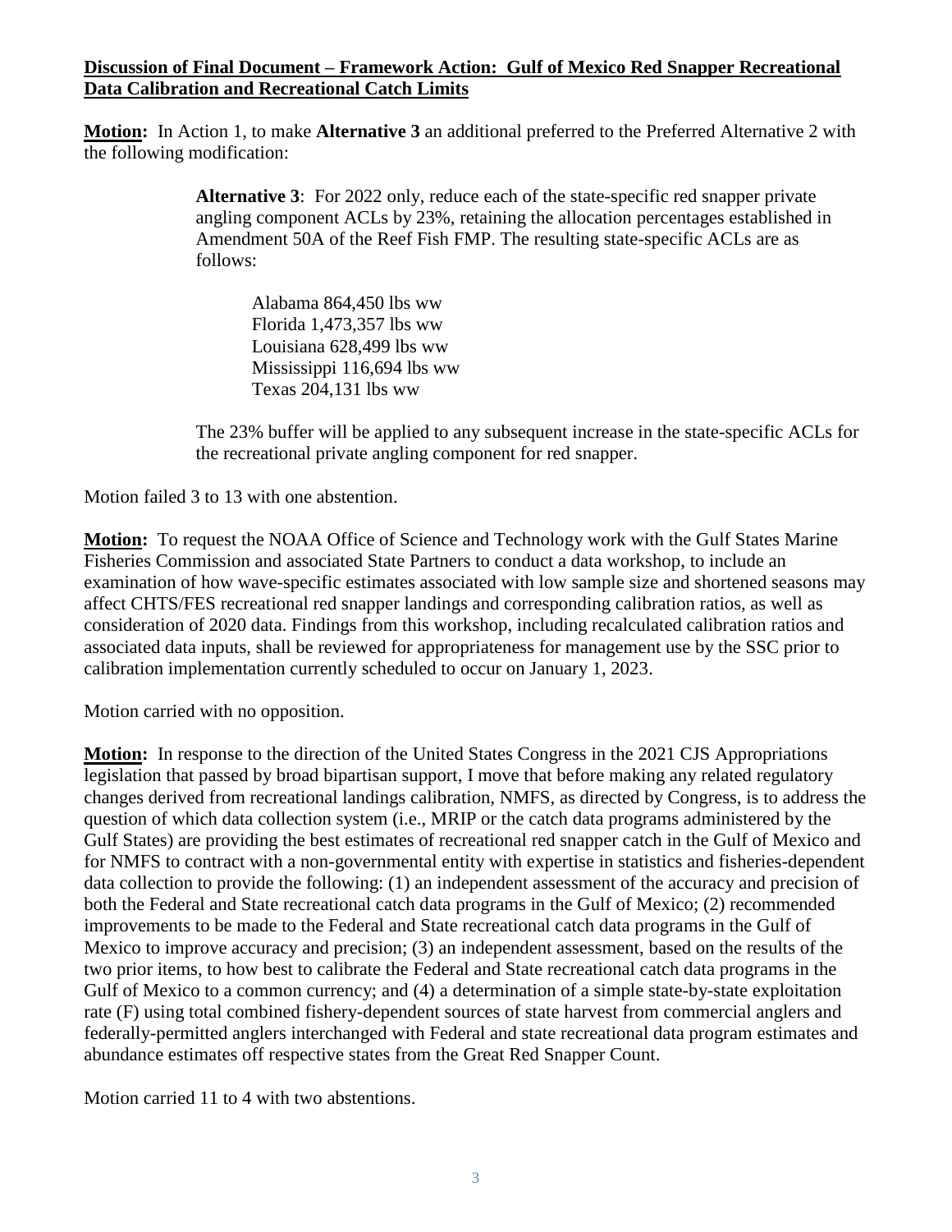**Discussion of Final Document – Framework Action: Gulf of Mexico Red Snapper Recreational Data Calibration and Recreational Catch Limits**

**Motion:** In Action 1, to make **Alternative 3** an additional preferred to the Preferred Alternative 2 with the following modification:

> **Alternative 3**: For 2022 only, reduce each of the state-specific red snapper private angling component ACLs by 23%, retaining the allocation percentages established in Amendment 50A of the Reef Fish FMP. The resulting state-specific ACLs are as follows:
>
> Alabama 864,450 lbs ww
> Florida 1,473,357 lbs ww
> Louisiana 628,499 lbs ww
> Mississippi 116,694 lbs ww
> Texas 204,131 lbs ww
>
> The 23% buffer will be applied to any subsequent increase in the state-specific ACLs for the recreational private angling component for red snapper.

Motion failed 3 to 13 with one abstention.

**Motion:** To request the NOAA Office of Science and Technology work with the Gulf States Marine Fisheries Commission and associated State Partners to conduct a data workshop, to include an examination of how wave-specific estimates associated with low sample size and shortened seasons may affect CHTS/FES recreational red snapper landings and corresponding calibration ratios, as well as consideration of 2020 data. Findings from this workshop, including recalculated calibration ratios and associated data inputs, shall be reviewed for appropriateness for management use by the SSC prior to calibration implementation currently scheduled to occur on January 1, 2023.

Motion carried with no opposition.

**Motion:** In response to the direction of the United States Congress in the 2021 CJS Appropriations legislation that passed by broad bipartisan support, I move that before making any related regulatory changes derived from recreational landings calibration, NMFS, as directed by Congress, is to address the question of which data collection system (i.e., MRIP or the catch data programs administered by the Gulf States) are providing the best estimates of recreational red snapper catch in the Gulf of Mexico and for NMFS to contract with a non-governmental entity with expertise in statistics and fisheries-dependent data collection to provide the following: (1) an independent assessment of the accuracy and precision of both the Federal and State recreational catch data programs in the Gulf of Mexico; (2) recommended improvements to be made to the Federal and State recreational catch data programs in the Gulf of Mexico to improve accuracy and precision; (3) an independent assessment, based on the results of the two prior items, to how best to calibrate the Federal and State recreational catch data programs in the Gulf of Mexico to a common currency; and (4) a determination of a simple state-by-state exploitation rate (F) using total combined fishery-dependent sources of state harvest from commercial anglers and federally-permitted anglers interchanged with Federal and state recreational data program estimates and abundance estimates off respective states from the Great Red Snapper Count.

Motion carried 11 to 4 with two abstentions.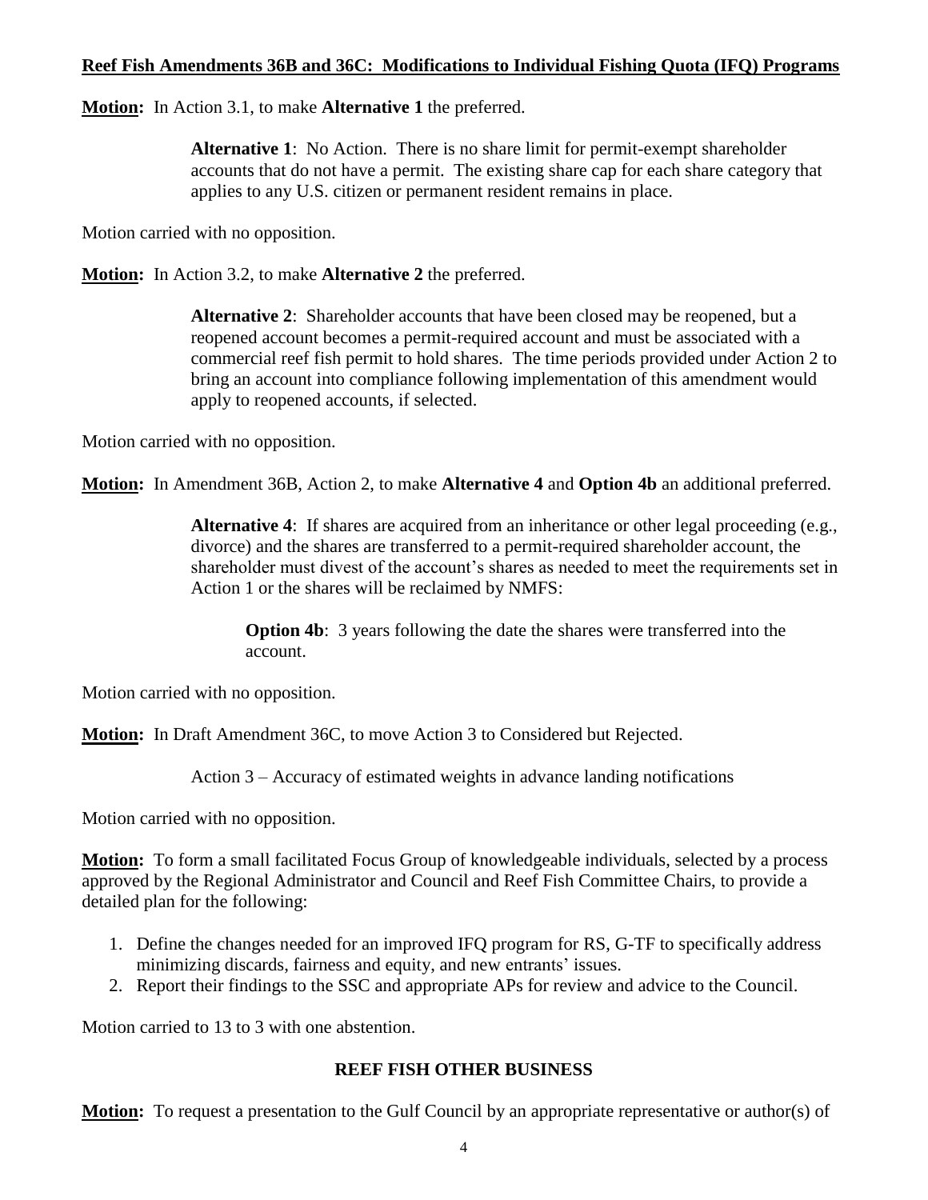## **Reef Fish Amendments 36B and 36C: Modifications to Individual Fishing Quota (IFQ) Programs**

**Motion:** In Action 3.1, to make **Alternative 1** the preferred.

> **Alternative 1**: No Action. There is no share limit for permit-exempt shareholder accounts that do not have a permit. The existing share cap for each share category that applies to any U.S. citizen or permanent resident remains in place.

Motion carried with no opposition.

**Motion:** In Action 3.2, to make **Alternative 2** the preferred.

> **Alternative 2**: Shareholder accounts that have been closed may be reopened, but a reopened account becomes a permit-required account and must be associated with a commercial reef fish permit to hold shares. The time periods provided under Action 2 to bring an account into compliance following implementation of this amendment would apply to reopened accounts, if selected.

Motion carried with no opposition.

**Motion:** In Amendment 36B, Action 2, to make **Alternative 4** and **Option 4b** an additional preferred.

> **Alternative 4**: If shares are acquired from an inheritance or other legal proceeding (e.g., divorce) and the shares are transferred to a permit-required shareholder account, the shareholder must divest of the account's shares as needed to meet the requirements set in Action 1 or the shares will be reclaimed by NMFS:
>
> > **Option 4b**: 3 years following the date the shares were transferred into the account.

Motion carried with no opposition.

**Motion:** In Draft Amendment 36C, to move Action 3 to Considered but Rejected.

> Action 3 – Accuracy of estimated weights in advance landing notifications

Motion carried with no opposition.

**Motion:** To form a small facilitated Focus Group of knowledgeable individuals, selected by a process approved by the Regional Administrator and Council and Reef Fish Committee Chairs, to provide a detailed plan for the following:

1. Define the changes needed for an improved IFQ program for RS, G-TF to specifically address minimizing discards, fairness and equity, and new entrants' issues.
2. Report their findings to the SSC and appropriate APs for review and advice to the Council.

Motion carried to 13 to 3 with one abstention.

## **REEF FISH OTHER BUSINESS**

**Motion:** To request a presentation to the Gulf Council by an appropriate representative or author(s) of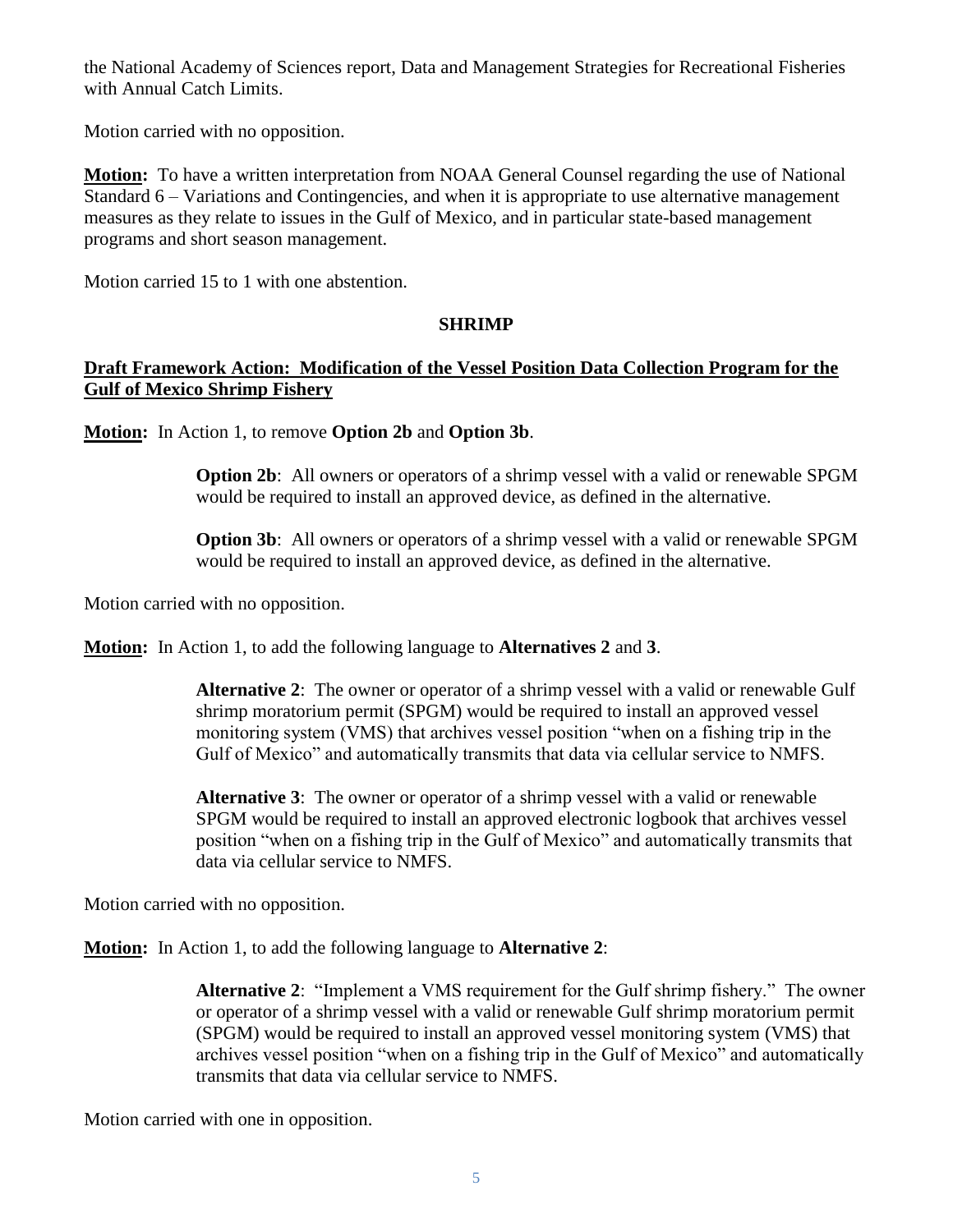the National Academy of Sciences report, Data and Management Strategies for Recreational Fisheries with Annual Catch Limits.

Motion carried with no opposition.

**Motion:** To have a written interpretation from NOAA General Counsel regarding the use of National Standard 6 – Variations and Contingencies, and when it is appropriate to use alternative management measures as they relate to issues in the Gulf of Mexico, and in particular state-based management programs and short season management.

Motion carried 15 to 1 with one abstention.

## SHRIMP

**Draft Framework Action: Modification of the Vessel Position Data Collection Program for the Gulf of Mexico Shrimp Fishery**

**Motion:** In Action 1, to remove **Option 2b** and **Option 3b**.

> **Option 2b**: All owners or operators of a shrimp vessel with a valid or renewable SPGM would be required to install an approved device, as defined in the alternative.
>
> **Option 3b**: All owners or operators of a shrimp vessel with a valid or renewable SPGM would be required to install an approved device, as defined in the alternative.

Motion carried with no opposition.

**Motion:** In Action 1, to add the following language to **Alternatives 2** and **3**.

> **Alternative 2**: The owner or operator of a shrimp vessel with a valid or renewable Gulf shrimp moratorium permit (SPGM) would be required to install an approved vessel monitoring system (VMS) that archives vessel position "when on a fishing trip in the Gulf of Mexico" and automatically transmits that data via cellular service to NMFS.
>
> **Alternative 3**: The owner or operator of a shrimp vessel with a valid or renewable SPGM would be required to install an approved electronic logbook that archives vessel position "when on a fishing trip in the Gulf of Mexico" and automatically transmits that data via cellular service to NMFS.

Motion carried with no opposition.

**Motion:** In Action 1, to add the following language to **Alternative 2**:

> **Alternative 2**: "Implement a VMS requirement for the Gulf shrimp fishery." The owner or operator of a shrimp vessel with a valid or renewable Gulf shrimp moratorium permit (SPGM) would be required to install an approved vessel monitoring system (VMS) that archives vessel position "when on a fishing trip in the Gulf of Mexico" and automatically transmits that data via cellular service to NMFS.

Motion carried with one in opposition.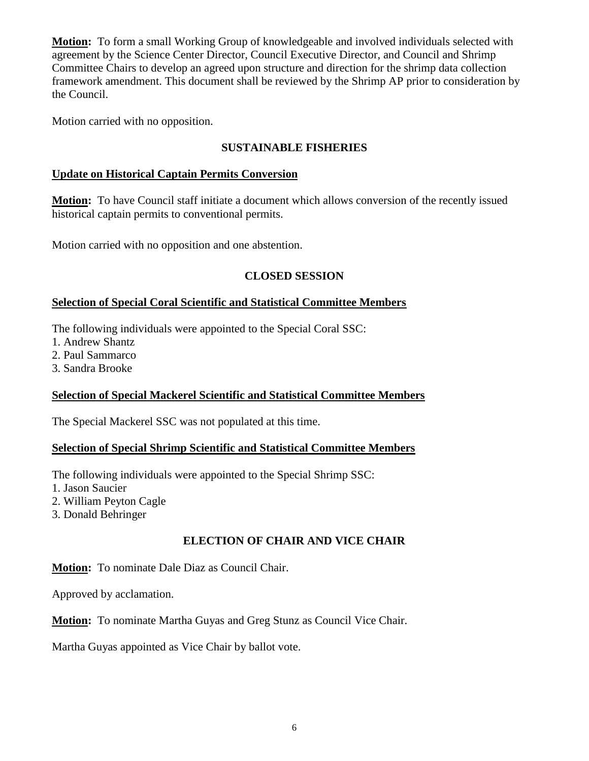**Motion:** To form a small Working Group of knowledgeable and involved individuals selected with agreement by the Science Center Director, Council Executive Director, and Council and Shrimp Committee Chairs to develop an agreed upon structure and direction for the shrimp data collection framework amendment. This document shall be reviewed by the Shrimp AP prior to consideration by the Council.

Motion carried with no opposition.

## SUSTAINABLE FISHERIES

### Update on Historical Captain Permits Conversion

**Motion:** To have Council staff initiate a document which allows conversion of the recently issued historical captain permits to conventional permits.

Motion carried with no opposition and one abstention.

## CLOSED SESSION

### Selection of Special Coral Scientific and Statistical Committee Members

The following individuals were appointed to the Special Coral SSC:

1. Andrew Shantz
2. Paul Sammarco
3. Sandra Brooke

### Selection of Special Mackerel Scientific and Statistical Committee Members

The Special Mackerel SSC was not populated at this time.

### Selection of Special Shrimp Scientific and Statistical Committee Members

The following individuals were appointed to the Special Shrimp SSC:

1. Jason Saucier
2. William Peyton Cagle
3. Donald Behringer

## ELECTION OF CHAIR AND VICE CHAIR

**Motion:** To nominate Dale Diaz as Council Chair.

Approved by acclamation.

**Motion:** To nominate Martha Guyas and Greg Stunz as Council Vice Chair.

Martha Guyas appointed as Vice Chair by ballot vote.